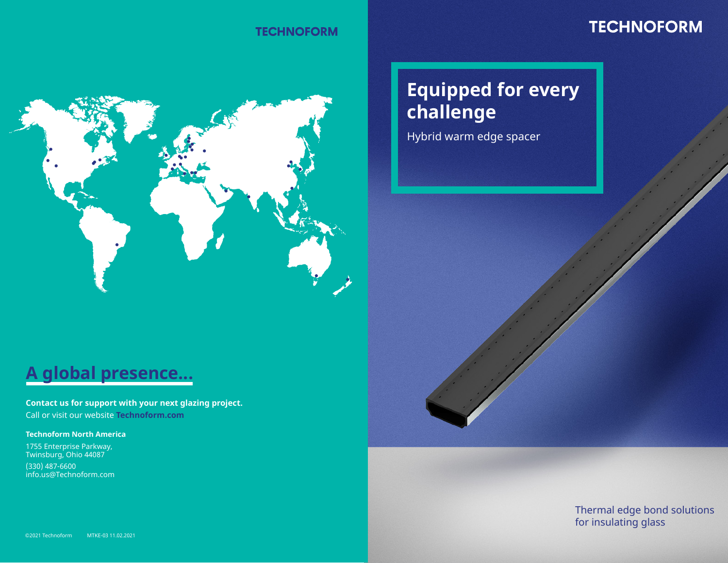TECHNOFORM

## A global presence...

**Contact us for support with your next glazing project.**
Call or visit our website **Technoform.com**

**Technoform North America**

1755 Enterprise Parkway,
Twinsburg, Ohio 44087

(330) 487-6600
info.us@Technoform.com

©2021 Technoform MTKE-03 11.02.2021

TECHNOFORM

# Equipped for every challenge

Hybrid warm edge spacer

Thermal edge bond solutions for insulating glass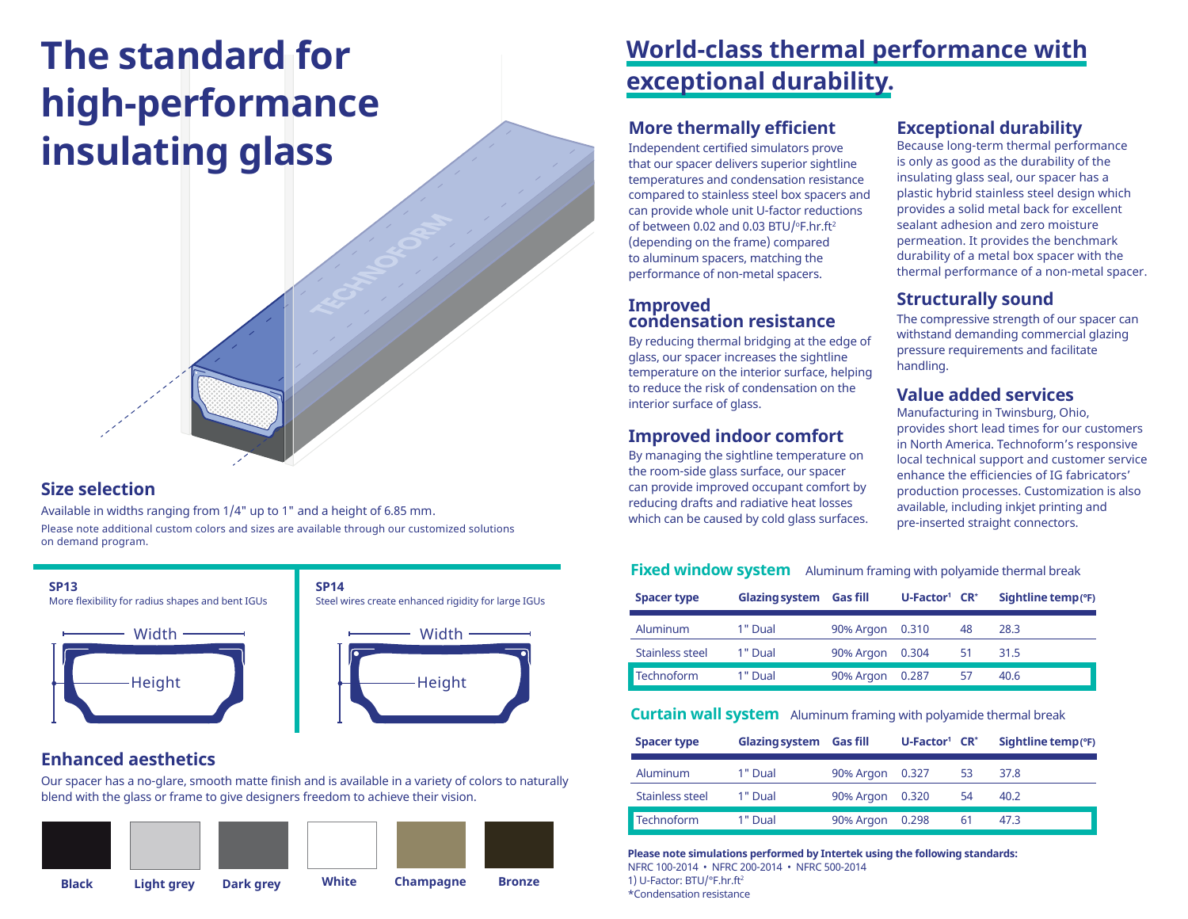# The standard for high-performance insulating glass

## Size selection

Available in widths ranging from 1/4" up to 1" and a height of 6.85 mm.

Please note additional custom colors and sizes are available through our customized solutions on demand program.

**SP13**
More flexibility for radius shapes and bent IGUs

Width
Height

**SP14**
Steel wires create enhanced rigidity for large IGUs

Width
Height

## Enhanced aesthetics

Our spacer has a no-glare, smooth matte finish and is available in a variety of colors to naturally blend with the glass or frame to give designers freedom to achieve their vision.

**Black** **Light grey** **Dark grey** **White** **Champagne** **Bronze**

# World-class thermal performance with exceptional durability.

## More thermally efficient

Independent certified simulators prove that our spacer delivers superior sightline temperatures and condensation resistance compared to stainless steel box spacers and can provide whole unit U-factor reductions of between 0.02 and 0.03 BTU/°F.hr.ft² (depending on the frame) compared to aluminum spacers, matching the performance of non-metal spacers.

## Improved condensation resistance

By reducing thermal bridging at the edge of glass, our spacer increases the sightline temperature on the interior surface, helping to reduce the risk of condensation on the interior surface of glass.

## Improved indoor comfort

By managing the sightline temperature on the room-side glass surface, our spacer can provide improved occupant comfort by reducing drafts and radiative heat losses which can be caused by cold glass surfaces.

## Exceptional durability

Because long-term thermal performance is only as good as the durability of the insulating glass seal, our spacer has a plastic hybrid stainless steel design which provides a solid metal back for excellent sealant adhesion and zero moisture permeation. It provides the benchmark durability of a metal box spacer with the thermal performance of a non-metal spacer.

## Structurally sound

The compressive strength of our spacer can withstand demanding commercial glazing pressure requirements and facilitate handling.

## Value added services

Manufacturing in Twinsburg, Ohio, provides short lead times for our customers in North America. Technoform's responsive local technical support and customer service enhance the efficiencies of IG fabricators' production processes. Customization is also available, including inkjet printing and pre-inserted straight connectors.

**Fixed window system** Aluminum framing with polyamide thermal break

| Spacer type | Glazing system | Gas fill | U-Factor[1] | CR* | Sightline temp (°F) |
|---|---|---|---|---|---|
| Aluminum | 1" Dual | 90% Argon | 0.310 | 48 | 28.3 |
| Stainless steel | 1" Dual | 90% Argon | 0.304 | 51 | 31.5 |
| Technoform | 1" Dual | 90% Argon | 0.287 | 57 | 40.6 |

**Curtain wall system** Aluminum framing with polyamide thermal break

| Spacer type | Glazing system | Gas fill | U-Factor[1] | CR* | Sightline temp (°F) |
|---|---|---|---|---|---|
| Aluminum | 1" Dual | 90% Argon | 0.327 | 53 | 37.8 |
| Stainless steel | 1" Dual | 90% Argon | 0.320 | 54 | 40.2 |
| Technoform | 1" Dual | 90% Argon | 0.298 | 61 | 47.3 |

**Please note simulations performed by Intertek using the following standards:**
NFRC 100-2014 • NFRC 200-2014 • NFRC 500-2014
1) U-Factor: BTU/°F.hr.ft²
*Condensation resistance